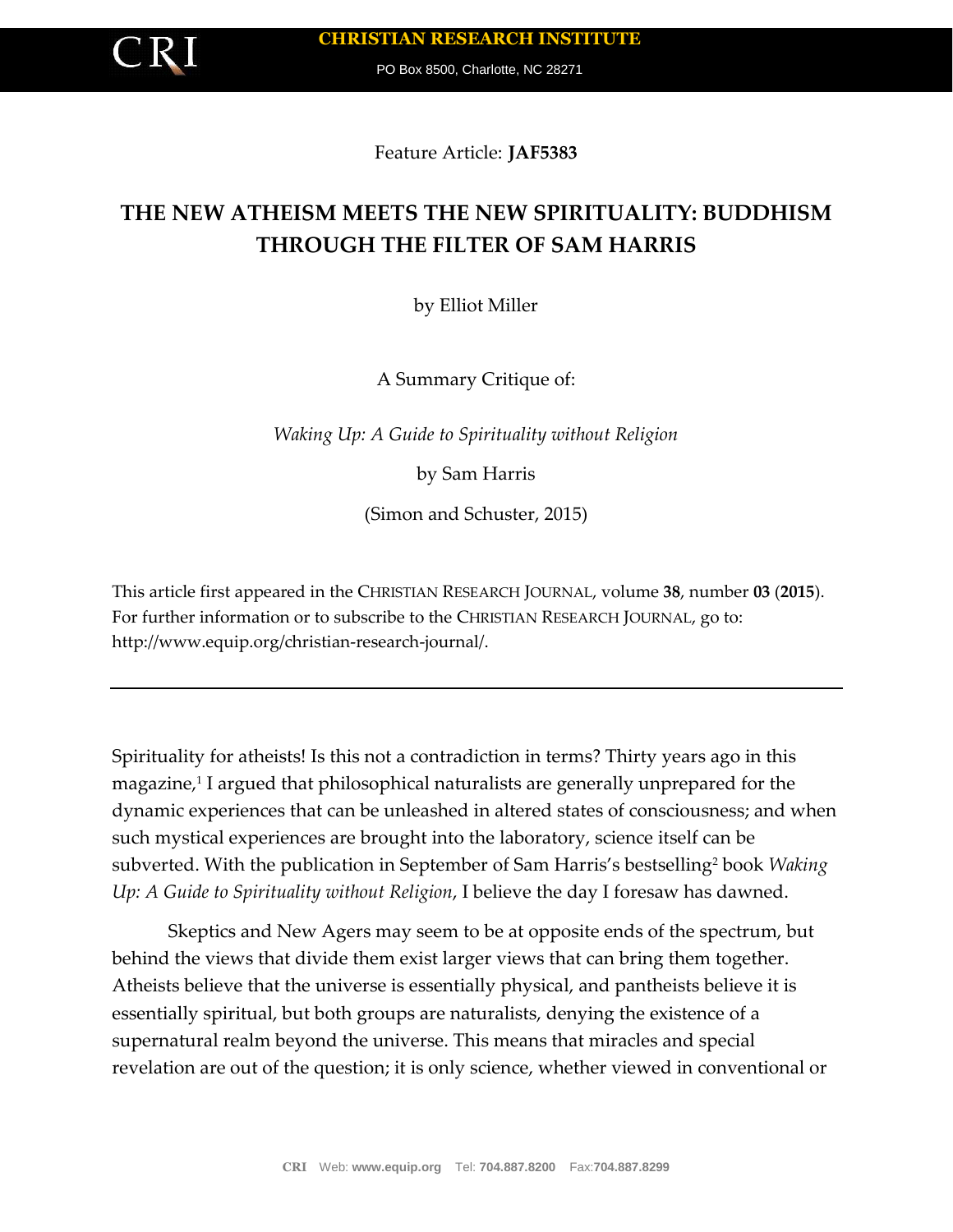Feature Article: **JAF5383**

# THE NEW ATHEISM MEETS THE NEW SPIRITUALITY: BUDDHISM THROUGH THE FILTER OF SAM HARRIS

by Elliot Miller

A Summary Critique of:

*Waking Up: A Guide to Spirituality without Religion*

by Sam Harris

(Simon and Schuster, 2015)

This article first appeared in the CHRISTIAN RESEARCH JOURNAL, volume **38**, number **03** (**2015**). For further information or to subscribe to the CHRISTIAN RESEARCH JOURNAL, go to: http://www.equip.org/christian-research-journal/.

---

Spirituality for atheists! Is this not a contradiction in terms? Thirty years ago in this magazine,[1] I argued that philosophical naturalists are generally unprepared for the dynamic experiences that can be unleashed in altered states of consciousness; and when such mystical experiences are brought into the laboratory, science itself can be subverted. With the publication in September of Sam Harris's bestselling[2] book *Waking Up: A Guide to Spirituality without Religion*, I believe the day I foresaw has dawned.

Skeptics and New Agers may seem to be at opposite ends of the spectrum, but behind the views that divide them exist larger views that can bring them together. Atheists believe that the universe is essentially physical, and pantheists believe it is essentially spiritual, but both groups are naturalists, denying the existence of a supernatural realm beyond the universe. This means that miracles and special revelation are out of the question; it is only science, whether viewed in conventional or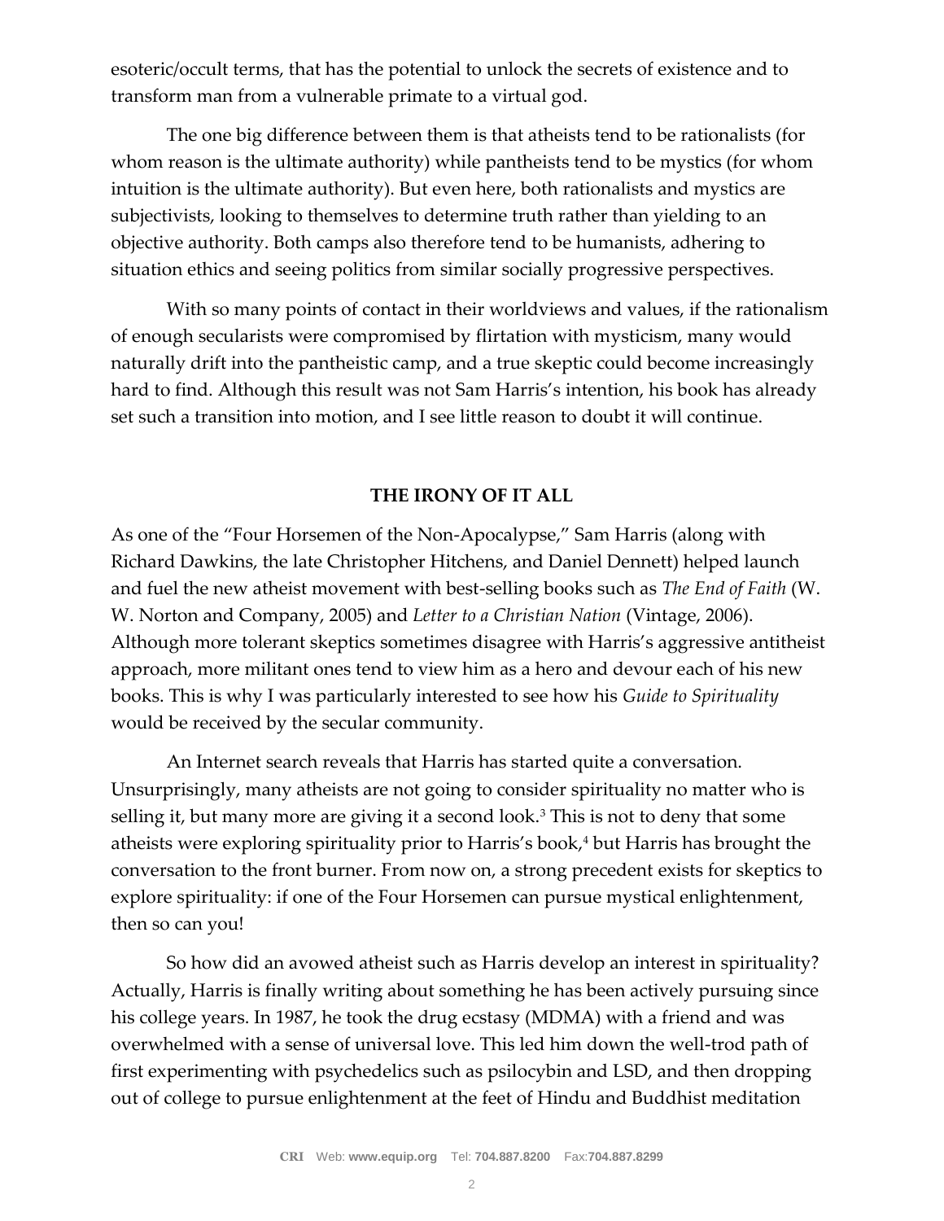esoteric/occult terms, that has the potential to unlock the secrets of existence and to transform man from a vulnerable primate to a virtual god.

The one big difference between them is that atheists tend to be rationalists (for whom reason is the ultimate authority) while pantheists tend to be mystics (for whom intuition is the ultimate authority). But even here, both rationalists and mystics are subjectivists, looking to themselves to determine truth rather than yielding to an objective authority. Both camps also therefore tend to be humanists, adhering to situation ethics and seeing politics from similar socially progressive perspectives.

With so many points of contact in their worldviews and values, if the rationalism of enough secularists were compromised by flirtation with mysticism, many would naturally drift into the pantheistic camp, and a true skeptic could become increasingly hard to find. Although this result was not Sam Harris's intention, his book has already set such a transition into motion, and I see little reason to doubt it will continue.

## THE IRONY OF IT ALL

As one of the "Four Horsemen of the Non-Apocalypse," Sam Harris (along with Richard Dawkins, the late Christopher Hitchens, and Daniel Dennett) helped launch and fuel the new atheist movement with best-selling books such as *The End of Faith* (W. W. Norton and Company, 2005) and *Letter to a Christian Nation* (Vintage, 2006). Although more tolerant skeptics sometimes disagree with Harris's aggressive antitheist approach, more militant ones tend to view him as a hero and devour each of his new books. This is why I was particularly interested to see how his *Guide to Spirituality* would be received by the secular community.

An Internet search reveals that Harris has started quite a conversation. Unsurprisingly, many atheists are not going to consider spirituality no matter who is selling it, but many more are giving it a second look.[3] This is not to deny that some atheists were exploring spirituality prior to Harris's book,[4] but Harris has brought the conversation to the front burner. From now on, a strong precedent exists for skeptics to explore spirituality: if one of the Four Horsemen can pursue mystical enlightenment, then so can you!

So how did an avowed atheist such as Harris develop an interest in spirituality? Actually, Harris is finally writing about something he has been actively pursuing since his college years. In 1987, he took the drug ecstasy (MDMA) with a friend and was overwhelmed with a sense of universal love. This led him down the well-trod path of first experimenting with psychedelics such as psilocybin and LSD, and then dropping out of college to pursue enlightenment at the feet of Hindu and Buddhist meditation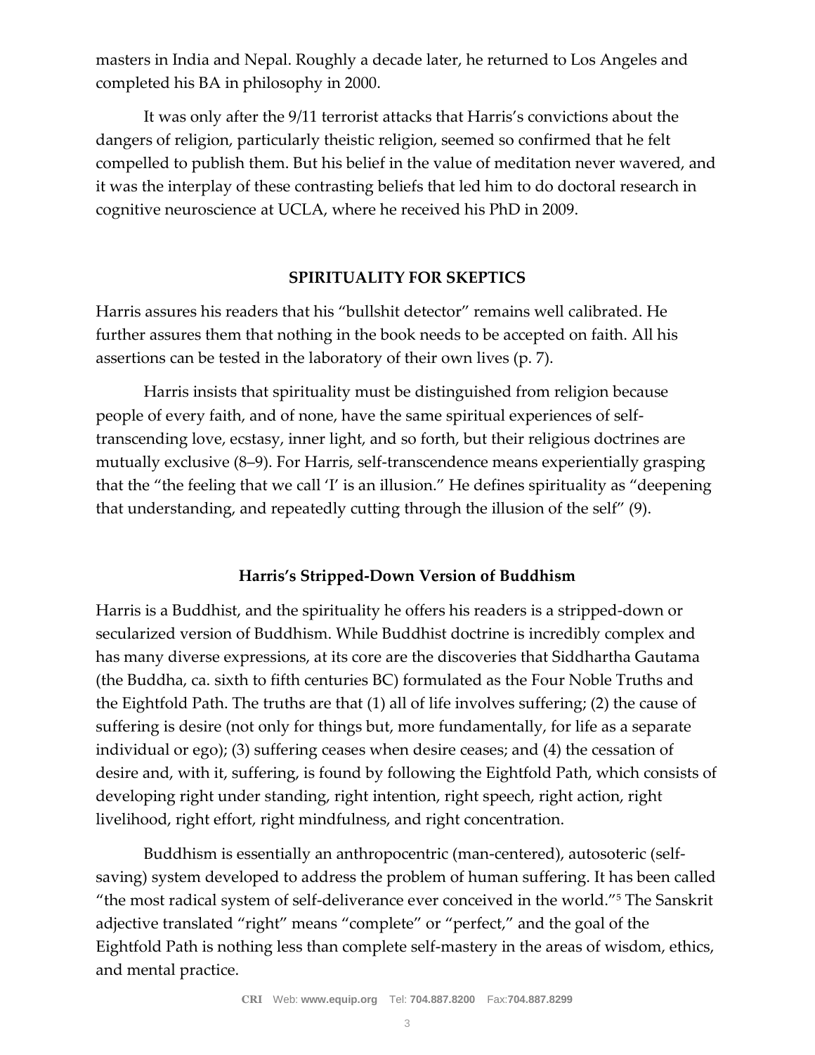masters in India and Nepal. Roughly a decade later, he returned to Los Angeles and completed his BA in philosophy in 2000.

It was only after the 9/11 terrorist attacks that Harris's convictions about the dangers of religion, particularly theistic religion, seemed so confirmed that he felt compelled to publish them. But his belief in the value of meditation never wavered, and it was the interplay of these contrasting beliefs that led him to do doctoral research in cognitive neuroscience at UCLA, where he received his PhD in 2009.

## SPIRITUALITY FOR SKEPTICS

Harris assures his readers that his "bullshit detector" remains well calibrated. He further assures them that nothing in the book needs to be accepted on faith. All his assertions can be tested in the laboratory of their own lives (p. 7).

Harris insists that spirituality must be distinguished from religion because people of every faith, and of none, have the same spiritual experiences of self-transcending love, ecstasy, inner light, and so forth, but their religious doctrines are mutually exclusive (8–9). For Harris, self-transcendence means experientially grasping that the "the feeling that we call 'I' is an illusion." He defines spirituality as "deepening that understanding, and repeatedly cutting through the illusion of the self" (9).

### Harris's Stripped-Down Version of Buddhism

Harris is a Buddhist, and the spirituality he offers his readers is a stripped-down or secularized version of Buddhism. While Buddhist doctrine is incredibly complex and has many diverse expressions, at its core are the discoveries that Siddhartha Gautama (the Buddha, ca. sixth to fifth centuries BC) formulated as the Four Noble Truths and the Eightfold Path. The truths are that (1) all of life involves suffering; (2) the cause of suffering is desire (not only for things but, more fundamentally, for life as a separate individual or ego); (3) suffering ceases when desire ceases; and (4) the cessation of desire and, with it, suffering, is found by following the Eightfold Path, which consists of developing right under standing, right intention, right speech, right action, right livelihood, right effort, right mindfulness, and right concentration.

Buddhism is essentially an anthropocentric (man-centered), autosoteric (self-saving) system developed to address the problem of human suffering. It has been called "the most radical system of self-deliverance ever conceived in the world."[5] The Sanskrit adjective translated "right" means "complete" or "perfect," and the goal of the Eightfold Path is nothing less than complete self-mastery in the areas of wisdom, ethics, and mental practice.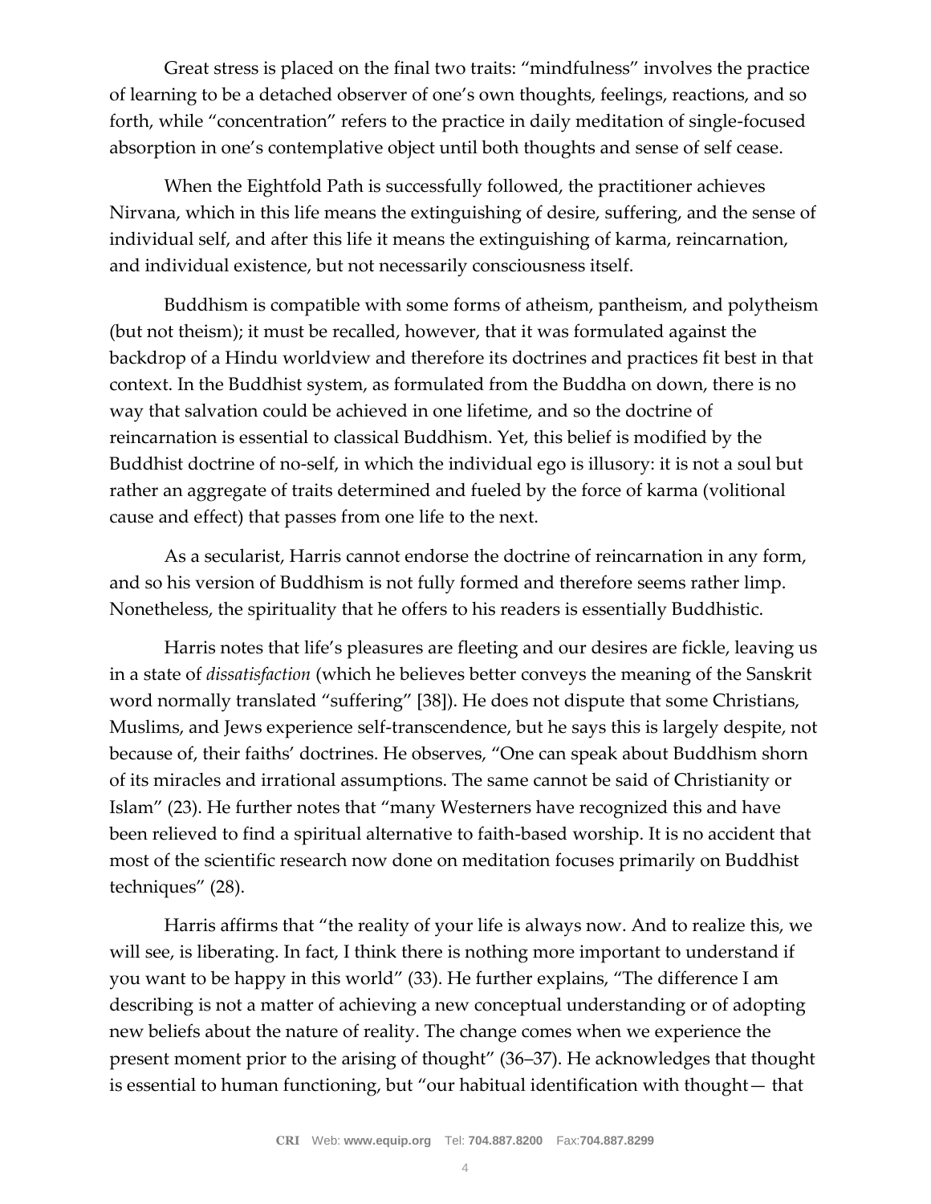Great stress is placed on the final two traits: "mindfulness" involves the practice of learning to be a detached observer of one's own thoughts, feelings, reactions, and so forth, while "concentration" refers to the practice in daily meditation of single-focused absorption in one's contemplative object until both thoughts and sense of self cease.

When the Eightfold Path is successfully followed, the practitioner achieves Nirvana, which in this life means the extinguishing of desire, suffering, and the sense of individual self, and after this life it means the extinguishing of karma, reincarnation, and individual existence, but not necessarily consciousness itself.

Buddhism is compatible with some forms of atheism, pantheism, and polytheism (but not theism); it must be recalled, however, that it was formulated against the backdrop of a Hindu worldview and therefore its doctrines and practices fit best in that context. In the Buddhist system, as formulated from the Buddha on down, there is no way that salvation could be achieved in one lifetime, and so the doctrine of reincarnation is essential to classical Buddhism. Yet, this belief is modified by the Buddhist doctrine of no-self, in which the individual ego is illusory: it is not a soul but rather an aggregate of traits determined and fueled by the force of karma (volitional cause and effect) that passes from one life to the next.

As a secularist, Harris cannot endorse the doctrine of reincarnation in any form, and so his version of Buddhism is not fully formed and therefore seems rather limp. Nonetheless, the spirituality that he offers to his readers is essentially Buddhistic.

Harris notes that life's pleasures are fleeting and our desires are fickle, leaving us in a state of *dissatisfaction* (which he believes better conveys the meaning of the Sanskrit word normally translated "suffering" [38]). He does not dispute that some Christians, Muslims, and Jews experience self-transcendence, but he says this is largely despite, not because of, their faiths' doctrines. He observes, "One can speak about Buddhism shorn of its miracles and irrational assumptions. The same cannot be said of Christianity or Islam" (23). He further notes that "many Westerners have recognized this and have been relieved to find a spiritual alternative to faith-based worship. It is no accident that most of the scientific research now done on meditation focuses primarily on Buddhist techniques" (28).

Harris affirms that "the reality of your life is always now. And to realize this, we will see, is liberating. In fact, I think there is nothing more important to understand if you want to be happy in this world" (33). He further explains, "The difference I am describing is not a matter of achieving a new conceptual understanding or of adopting new beliefs about the nature of reality. The change comes when we experience the present moment prior to the arising of thought" (36–37). He acknowledges that thought is essential to human functioning, but "our habitual identification with thought— that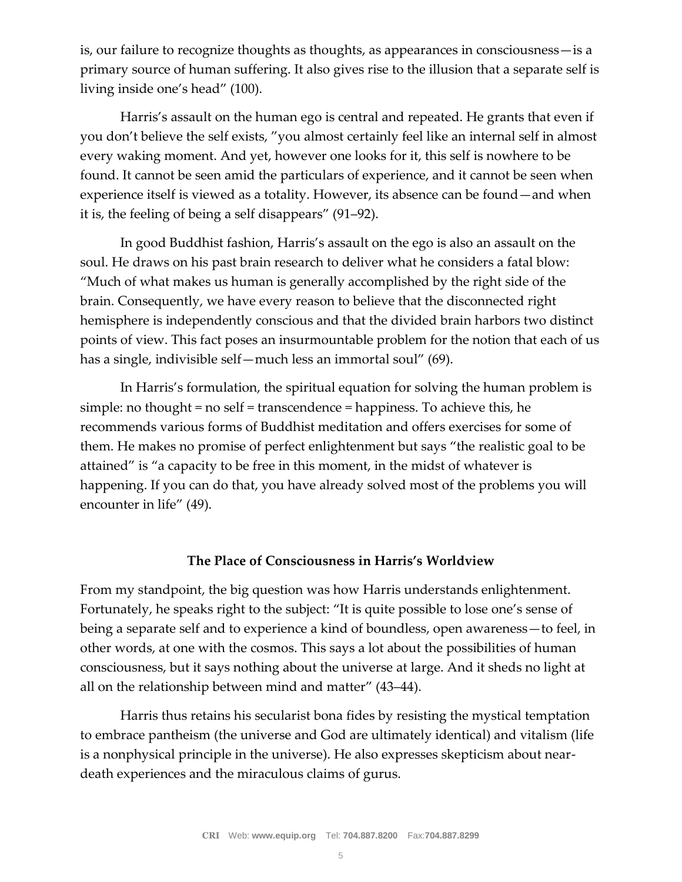is, our failure to recognize thoughts as thoughts, as appearances in consciousness—is a primary source of human suffering. It also gives rise to the illusion that a separate self is living inside one's head" (100).

Harris's assault on the human ego is central and repeated. He grants that even if you don't believe the self exists, "you almost certainly feel like an internal self in almost every waking moment. And yet, however one looks for it, this self is nowhere to be found. It cannot be seen amid the particulars of experience, and it cannot be seen when experience itself is viewed as a totality. However, its absence can be found—and when it is, the feeling of being a self disappears" (91–92).

In good Buddhist fashion, Harris's assault on the ego is also an assault on the soul. He draws on his past brain research to deliver what he considers a fatal blow: "Much of what makes us human is generally accomplished by the right side of the brain. Consequently, we have every reason to believe that the disconnected right hemisphere is independently conscious and that the divided brain harbors two distinct points of view. This fact poses an insurmountable problem for the notion that each of us has a single, indivisible self—much less an immortal soul" (69).

In Harris's formulation, the spiritual equation for solving the human problem is simple: no thought = no self = transcendence = happiness. To achieve this, he recommends various forms of Buddhist meditation and offers exercises for some of them. He makes no promise of perfect enlightenment but says "the realistic goal to be attained" is "a capacity to be free in this moment, in the midst of whatever is happening. If you can do that, you have already solved most of the problems you will encounter in life" (49).

### The Place of Consciousness in Harris's Worldview

From my standpoint, the big question was how Harris understands enlightenment. Fortunately, he speaks right to the subject: "It is quite possible to lose one's sense of being a separate self and to experience a kind of boundless, open awareness—to feel, in other words, at one with the cosmos. This says a lot about the possibilities of human consciousness, but it says nothing about the universe at large. And it sheds no light at all on the relationship between mind and matter" (43–44).

Harris thus retains his secularist bona fides by resisting the mystical temptation to embrace pantheism (the universe and God are ultimately identical) and vitalism (life is a nonphysical principle in the universe). He also expresses skepticism about near-death experiences and the miraculous claims of gurus.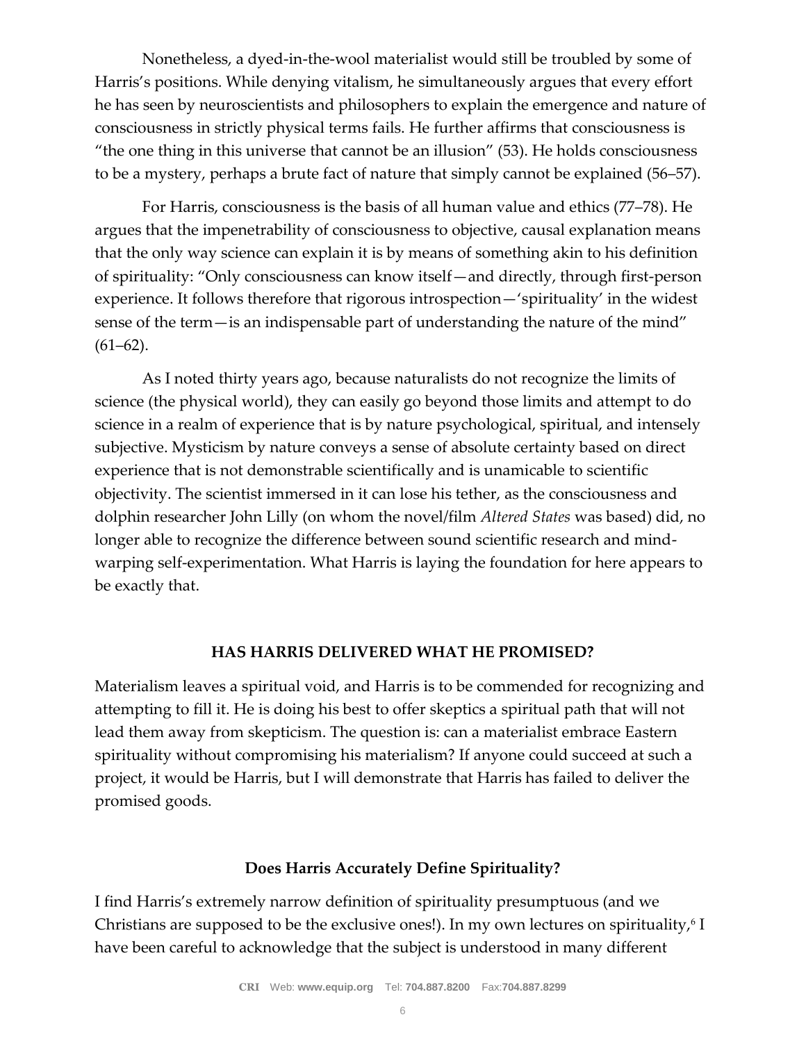Nonetheless, a dyed-in-the-wool materialist would still be troubled by some of Harris's positions. While denying vitalism, he simultaneously argues that every effort he has seen by neuroscientists and philosophers to explain the emergence and nature of consciousness in strictly physical terms fails. He further affirms that consciousness is "the one thing in this universe that cannot be an illusion" (53). He holds consciousness to be a mystery, perhaps a brute fact of nature that simply cannot be explained (56–57).

For Harris, consciousness is the basis of all human value and ethics (77–78). He argues that the impenetrability of consciousness to objective, causal explanation means that the only way science can explain it is by means of something akin to his definition of spirituality: "Only consciousness can know itself—and directly, through first-person experience. It follows therefore that rigorous introspection—'spirituality' in the widest sense of the term—is an indispensable part of understanding the nature of the mind" (61–62).

As I noted thirty years ago, because naturalists do not recognize the limits of science (the physical world), they can easily go beyond those limits and attempt to do science in a realm of experience that is by nature psychological, spiritual, and intensely subjective. Mysticism by nature conveys a sense of absolute certainty based on direct experience that is not demonstrable scientifically and is unamicable to scientific objectivity. The scientist immersed in it can lose his tether, as the consciousness and dolphin researcher John Lilly (on whom the novel/film *Altered States* was based) did, no longer able to recognize the difference between sound scientific research and mind-warping self-experimentation. What Harris is laying the foundation for here appears to be exactly that.

## HAS HARRIS DELIVERED WHAT HE PROMISED?

Materialism leaves a spiritual void, and Harris is to be commended for recognizing and attempting to fill it. He is doing his best to offer skeptics a spiritual path that will not lead them away from skepticism. The question is: can a materialist embrace Eastern spirituality without compromising his materialism? If anyone could succeed at such a project, it would be Harris, but I will demonstrate that Harris has failed to deliver the promised goods.

### Does Harris Accurately Define Spirituality?

I find Harris's extremely narrow definition of spirituality presumptuous (and we Christians are supposed to be the exclusive ones!). In my own lectures on spirituality,[6] I have been careful to acknowledge that the subject is understood in many different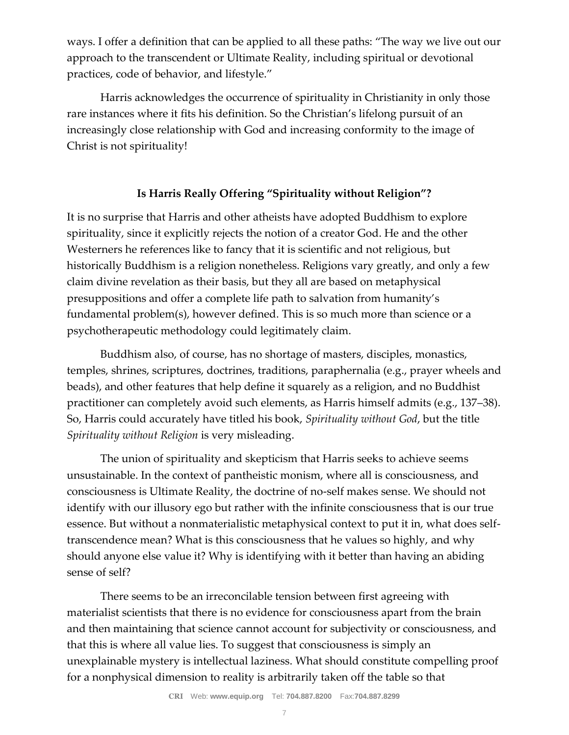ways. I offer a definition that can be applied to all these paths: "The way we live out our approach to the transcendent or Ultimate Reality, including spiritual or devotional practices, code of behavior, and lifestyle."

Harris acknowledges the occurrence of spirituality in Christianity in only those rare instances where it fits his definition. So the Christian's lifelong pursuit of an increasingly close relationship with God and increasing conformity to the image of Christ is not spirituality!

## Is Harris Really Offering "Spirituality without Religion"?

It is no surprise that Harris and other atheists have adopted Buddhism to explore spirituality, since it explicitly rejects the notion of a creator God. He and the other Westerners he references like to fancy that it is scientific and not religious, but historically Buddhism is a religion nonetheless. Religions vary greatly, and only a few claim divine revelation as their basis, but they all are based on metaphysical presuppositions and offer a complete life path to salvation from humanity's fundamental problem(s), however defined. This is so much more than science or a psychotherapeutic methodology could legitimately claim.

Buddhism also, of course, has no shortage of masters, disciples, monastics, temples, shrines, scriptures, doctrines, traditions, paraphernalia (e.g., prayer wheels and beads), and other features that help define it squarely as a religion, and no Buddhist practitioner can completely avoid such elements, as Harris himself admits (e.g., 137–38). So, Harris could accurately have titled his book, *Spirituality without God*, but the title *Spirituality without Religion* is very misleading.

The union of spirituality and skepticism that Harris seeks to achieve seems unsustainable. In the context of pantheistic monism, where all is consciousness, and consciousness is Ultimate Reality, the doctrine of no-self makes sense. We should not identify with our illusory ego but rather with the infinite consciousness that is our true essence. But without a nonmaterialistic metaphysical context to put it in, what does self-transcendence mean? What is this consciousness that he values so highly, and why should anyone else value it? Why is identifying with it better than having an abiding sense of self?

There seems to be an irreconcilable tension between first agreeing with materialist scientists that there is no evidence for consciousness apart from the brain and then maintaining that science cannot account for subjectivity or consciousness, and that this is where all value lies. To suggest that consciousness is simply an unexplainable mystery is intellectual laziness. What should constitute compelling proof for a nonphysical dimension to reality is arbitrarily taken off the table so that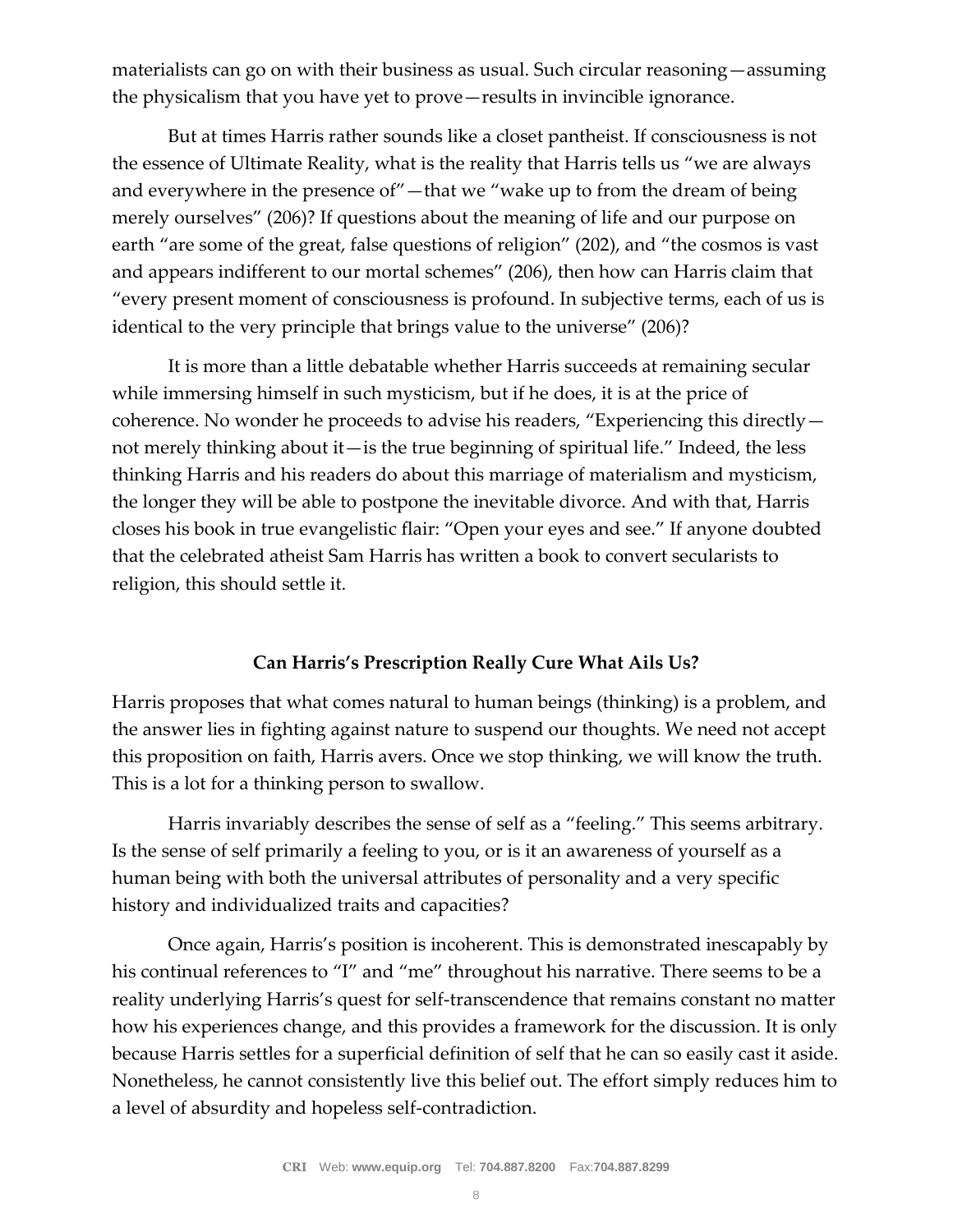materialists can go on with their business as usual. Such circular reasoning—assuming the physicalism that you have yet to prove—results in invincible ignorance.

But at times Harris rather sounds like a closet pantheist. If consciousness is not the essence of Ultimate Reality, what is the reality that Harris tells us "we are always and everywhere in the presence of"—that we "wake up to from the dream of being merely ourselves" (206)? If questions about the meaning of life and our purpose on earth "are some of the great, false questions of religion" (202), and "the cosmos is vast and appears indifferent to our mortal schemes" (206), then how can Harris claim that "every present moment of consciousness is profound. In subjective terms, each of us is identical to the very principle that brings value to the universe" (206)?

It is more than a little debatable whether Harris succeeds at remaining secular while immersing himself in such mysticism, but if he does, it is at the price of coherence. No wonder he proceeds to advise his readers, "Experiencing this directly—not merely thinking about it—is the true beginning of spiritual life." Indeed, the less thinking Harris and his readers do about this marriage of materialism and mysticism, the longer they will be able to postpone the inevitable divorce. And with that, Harris closes his book in true evangelistic flair: "Open your eyes and see." If anyone doubted that the celebrated atheist Sam Harris has written a book to convert secularists to religion, this should settle it.

## Can Harris's Prescription Really Cure What Ails Us?

Harris proposes that what comes natural to human beings (thinking) is a problem, and the answer lies in fighting against nature to suspend our thoughts. We need not accept this proposition on faith, Harris avers. Once we stop thinking, we will know the truth. This is a lot for a thinking person to swallow.

Harris invariably describes the sense of self as a "feeling." This seems arbitrary. Is the sense of self primarily a feeling to you, or is it an awareness of yourself as a human being with both the universal attributes of personality and a very specific history and individualized traits and capacities?

Once again, Harris's position is incoherent. This is demonstrated inescapably by his continual references to "I" and "me" throughout his narrative. There seems to be a reality underlying Harris's quest for self-transcendence that remains constant no matter how his experiences change, and this provides a framework for the discussion. It is only because Harris settles for a superficial definition of self that he can so easily cast it aside. Nonetheless, he cannot consistently live this belief out. The effort simply reduces him to a level of absurdity and hopeless self-contradiction.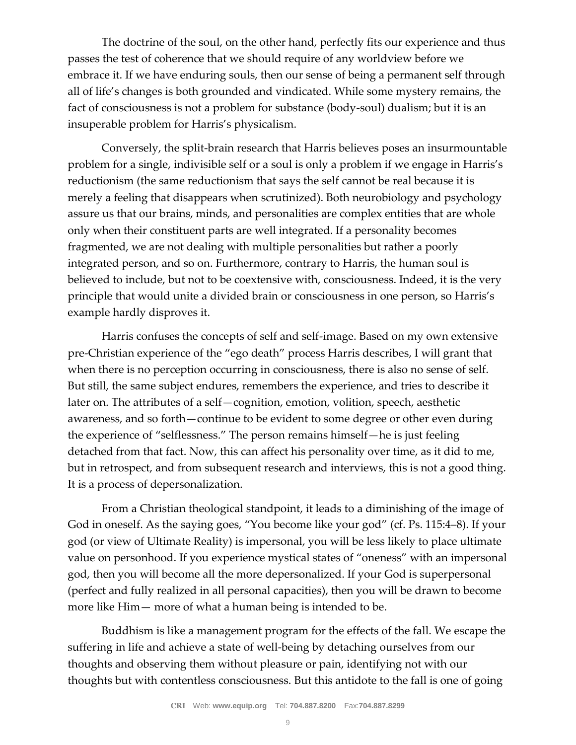The doctrine of the soul, on the other hand, perfectly fits our experience and thus passes the test of coherence that we should require of any worldview before we embrace it. If we have enduring souls, then our sense of being a permanent self through all of life's changes is both grounded and vindicated. While some mystery remains, the fact of consciousness is not a problem for substance (body-soul) dualism; but it is an insuperable problem for Harris's physicalism.

Conversely, the split-brain research that Harris believes poses an insurmountable problem for a single, indivisible self or a soul is only a problem if we engage in Harris's reductionism (the same reductionism that says the self cannot be real because it is merely a feeling that disappears when scrutinized). Both neurobiology and psychology assure us that our brains, minds, and personalities are complex entities that are whole only when their constituent parts are well integrated. If a personality becomes fragmented, we are not dealing with multiple personalities but rather a poorly integrated person, and so on. Furthermore, contrary to Harris, the human soul is believed to include, but not to be coextensive with, consciousness. Indeed, it is the very principle that would unite a divided brain or consciousness in one person, so Harris's example hardly disproves it.

Harris confuses the concepts of self and self-image. Based on my own extensive pre-Christian experience of the "ego death" process Harris describes, I will grant that when there is no perception occurring in consciousness, there is also no sense of self. But still, the same subject endures, remembers the experience, and tries to describe it later on. The attributes of a self—cognition, emotion, volition, speech, aesthetic awareness, and so forth—continue to be evident to some degree or other even during the experience of "selflessness." The person remains himself—he is just feeling detached from that fact. Now, this can affect his personality over time, as it did to me, but in retrospect, and from subsequent research and interviews, this is not a good thing. It is a process of depersonalization.

From a Christian theological standpoint, it leads to a diminishing of the image of God in oneself. As the saying goes, "You become like your god" (cf. Ps. 115:4–8). If your god (or view of Ultimate Reality) is impersonal, you will be less likely to place ultimate value on personhood. If you experience mystical states of "oneness" with an impersonal god, then you will become all the more depersonalized. If your God is superpersonal (perfect and fully realized in all personal capacities), then you will be drawn to become more like Him— more of what a human being is intended to be.

Buddhism is like a management program for the effects of the fall. We escape the suffering in life and achieve a state of well-being by detaching ourselves from our thoughts and observing them without pleasure or pain, identifying not with our thoughts but with contentless consciousness. But this antidote to the fall is one of going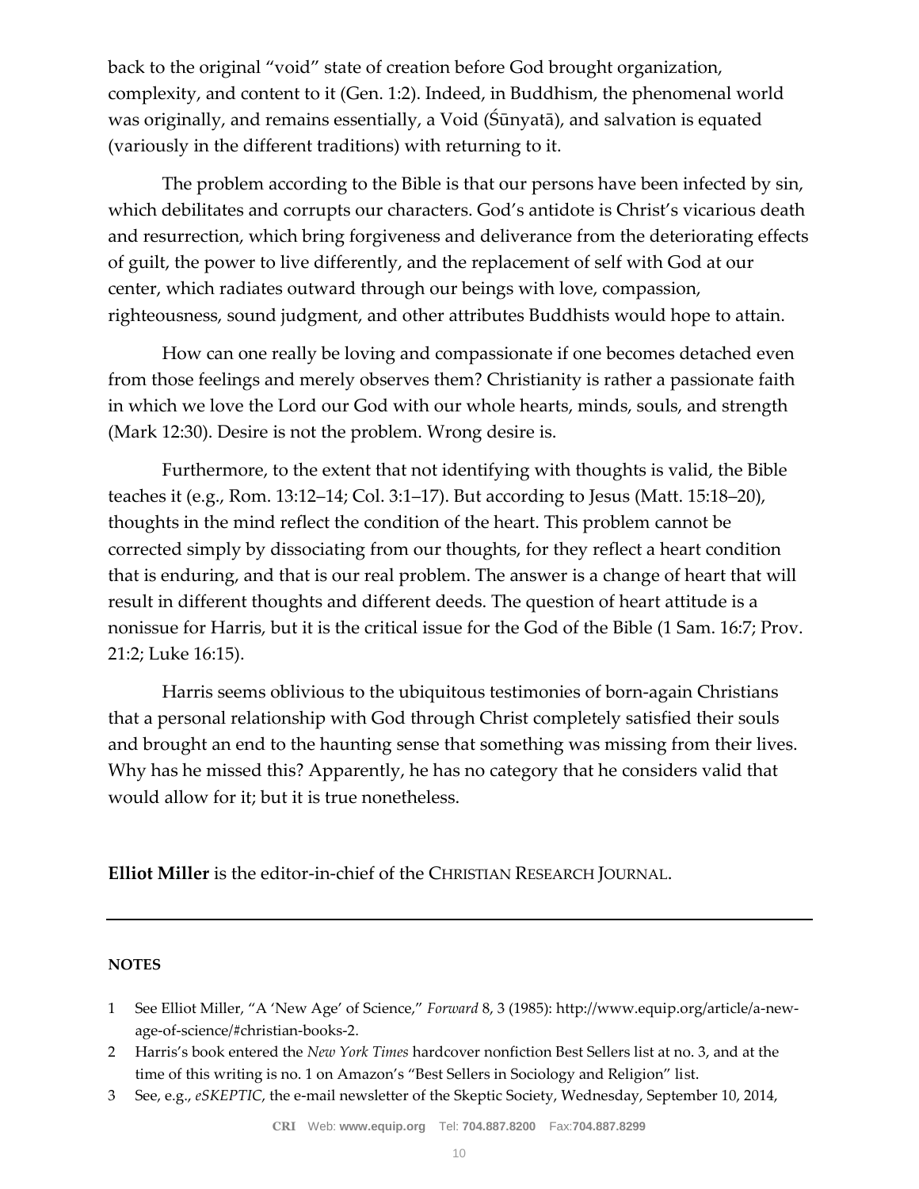back to the original "void" state of creation before God brought organization, complexity, and content to it (Gen. 1:2). Indeed, in Buddhism, the phenomenal world was originally, and remains essentially, a Void (Śūnyatā), and salvation is equated (variously in the different traditions) with returning to it.

The problem according to the Bible is that our persons have been infected by sin, which debilitates and corrupts our characters. God's antidote is Christ's vicarious death and resurrection, which bring forgiveness and deliverance from the deteriorating effects of guilt, the power to live differently, and the replacement of self with God at our center, which radiates outward through our beings with love, compassion, righteousness, sound judgment, and other attributes Buddhists would hope to attain.

How can one really be loving and compassionate if one becomes detached even from those feelings and merely observes them? Christianity is rather a passionate faith in which we love the Lord our God with our whole hearts, minds, souls, and strength (Mark 12:30). Desire is not the problem. Wrong desire is.

Furthermore, to the extent that not identifying with thoughts is valid, the Bible teaches it (e.g., Rom. 13:12–14; Col. 3:1–17). But according to Jesus (Matt. 15:18–20), thoughts in the mind reflect the condition of the heart. This problem cannot be corrected simply by dissociating from our thoughts, for they reflect a heart condition that is enduring, and that is our real problem. The answer is a change of heart that will result in different thoughts and different deeds. The question of heart attitude is a nonissue for Harris, but it is the critical issue for the God of the Bible (1 Sam. 16:7; Prov. 21:2; Luke 16:15).

Harris seems oblivious to the ubiquitous testimonies of born-again Christians that a personal relationship with God through Christ completely satisfied their souls and brought an end to the haunting sense that something was missing from their lives. Why has he missed this? Apparently, he has no category that he considers valid that would allow for it; but it is true nonetheless.

**Elliot Miller** is the editor-in-chief of the CHRISTIAN RESEARCH JOURNAL.

---

**NOTES**

1 See Elliot Miller, "A 'New Age' of Science," *Forward* 8, 3 (1985): http://www.equip.org/article/a-new-age-of-science/#christian-books-2.

2 Harris's book entered the *New York Times* hardcover nonfiction Best Sellers list at no. 3, and at the time of this writing is no. 1 on Amazon's "Best Sellers in Sociology and Religion" list.

3 See, e.g., *eSKEPTIC*, the e-mail newsletter of the Skeptic Society, Wednesday, September 10, 2014,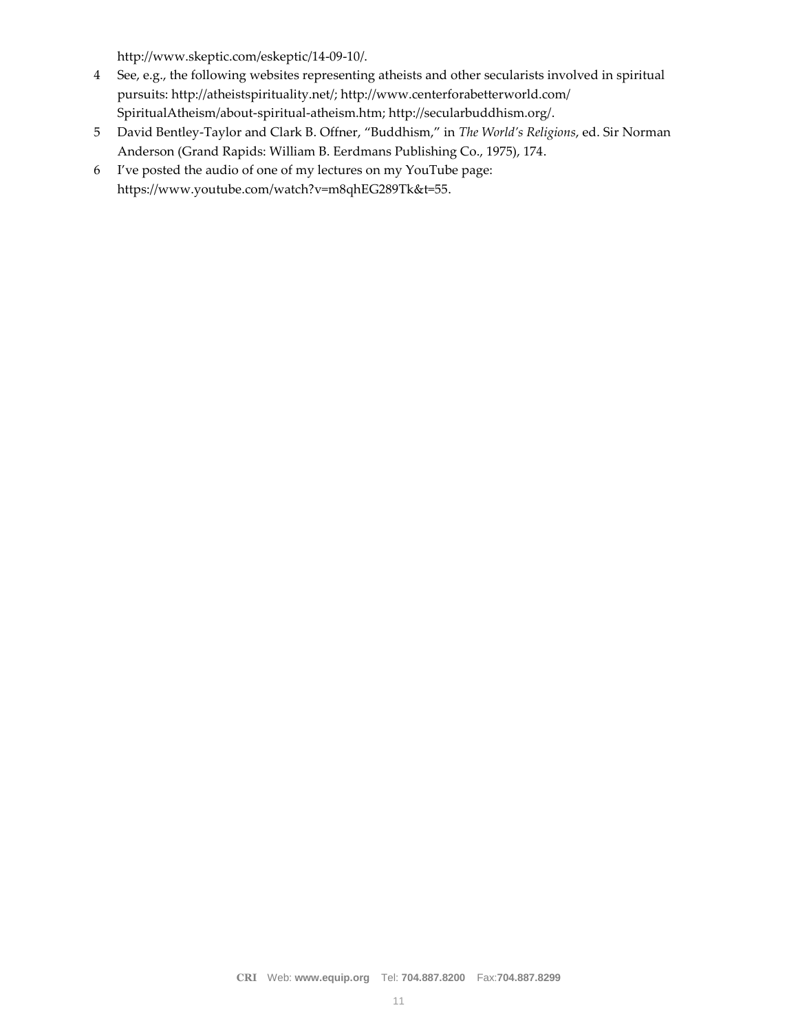http://www.skeptic.com/eskeptic/14-09-10/.

4 See, e.g., the following websites representing atheists and other secularists involved in spiritual pursuits: http://atheistspirituality.net/; http://www.centerforabetterworld.com/SpiritualAtheism/about-spiritual-atheism.htm; http://secularbuddhism.org/.

5 David Bentley-Taylor and Clark B. Offner, "Buddhism," in *The World's Religions*, ed. Sir Norman Anderson (Grand Rapids: William B. Eerdmans Publishing Co., 1975), 174.

6 I've posted the audio of one of my lectures on my YouTube page: https://www.youtube.com/watch?v=m8qhEG289Tk&t=55.